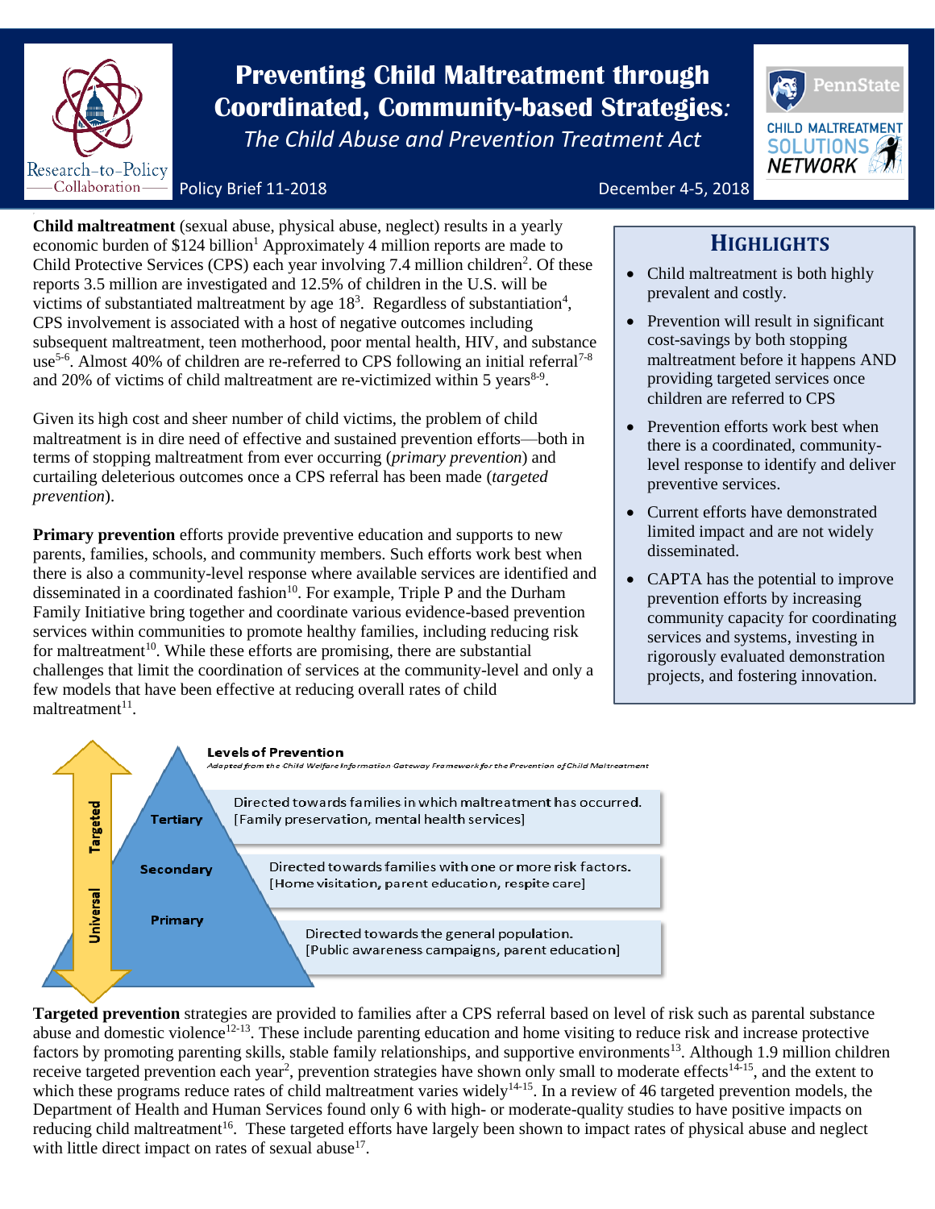# Preventing Child Maltreatment through Coordinated, Community-based Strategies*:*

*The Child Abuse and Prevention Treatment Act*

Research-to-Policy Collaboration

Policy Brief 11-2018

December 4-5, 2018

PennState CHILD MALTREATMENT SOLUTIONS NETWORK

**Child maltreatment** (sexual abuse, physical abuse, neglect) results in a yearly economic burden of $124 billion[1] Approximately 4 million reports are made to Child Protective Services (CPS) each year involving 7.4 million children[2]. Of these reports 3.5 million are investigated and 12.5% of children in the U.S. will be victims of substantiated maltreatment by age 18[3]. Regardless of substantiation[4], CPS involvement is associated with a host of negative outcomes including subsequent maltreatment, teen motherhood, poor mental health, HIV, and substance use[5-6]. Almost 40% of children are re-referred to CPS following an initial referral[7-8] and 20% of victims of child maltreatment are re-victimized within 5 years[8-9].

Given its high cost and sheer number of child victims, the problem of child maltreatment is in dire need of effective and sustained prevention efforts—both in terms of stopping maltreatment from ever occurring (*primary prevention*) and curtailing deleterious outcomes once a CPS referral has been made (*targeted prevention*).

**Primary prevention** efforts provide preventive education and supports to new parents, families, schools, and community members. Such efforts work best when there is also a community-level response where available services are identified and disseminated in a coordinated fashion[10]. For example, Triple P and the Durham Family Initiative bring together and coordinate various evidence-based prevention services within communities to promote healthy families, including reducing risk for maltreatment[10]. While these efforts are promising, there are substantial challenges that limit the coordination of services at the community-level and only a few models that have been effective at reducing overall rates of child maltreatment[11].

## Highlights

- Child maltreatment is both highly prevalent and costly.
- Prevention will result in significant cost-savings by both stopping maltreatment before it happens AND providing targeted services once children are referred to CPS
- Prevention efforts work best when there is a coordinated, community-level response to identify and deliver preventive services.
- Current efforts have demonstrated limited impact and are not widely disseminated.
- CAPTA has the potential to improve prevention efforts by increasing community capacity for coordinating services and systems, investing in rigorously evaluated demonstration projects, and fostering innovation.

**Levels of Prevention**

*Adapted from the Child Welfare Information Gateway Framework for the Prevention of Child Maltreatment*

| Level | Scope | Description |
| --- | --- | --- |
| Tertiary | Targeted | Directed towards families in which maltreatment has occurred. [Family preservation, mental health services] |
| Secondary | | Directed towards families with one or more risk factors. [Home visitation, parent education, respite care] |
| Primary | Universal | Directed towards the general population. [Public awareness campaigns, parent education] |

**Targeted prevention** strategies are provided to families after a CPS referral based on level of risk such as parental substance abuse and domestic violence[12-13]. These include parenting education and home visiting to reduce risk and increase protective factors by promoting parenting skills, stable family relationships, and supportive environments[13]. Although 1.9 million children receive targeted prevention each year[2], prevention strategies have shown only small to moderate effects[14-15], and the extent to which these programs reduce rates of child maltreatment varies widely[14-15]. In a review of 46 targeted prevention models, the Department of Health and Human Services found only 6 with high- or moderate-quality studies to have positive impacts on reducing child maltreatment[16]. These targeted efforts have largely been shown to impact rates of physical abuse and neglect with little direct impact on rates of sexual abuse[17].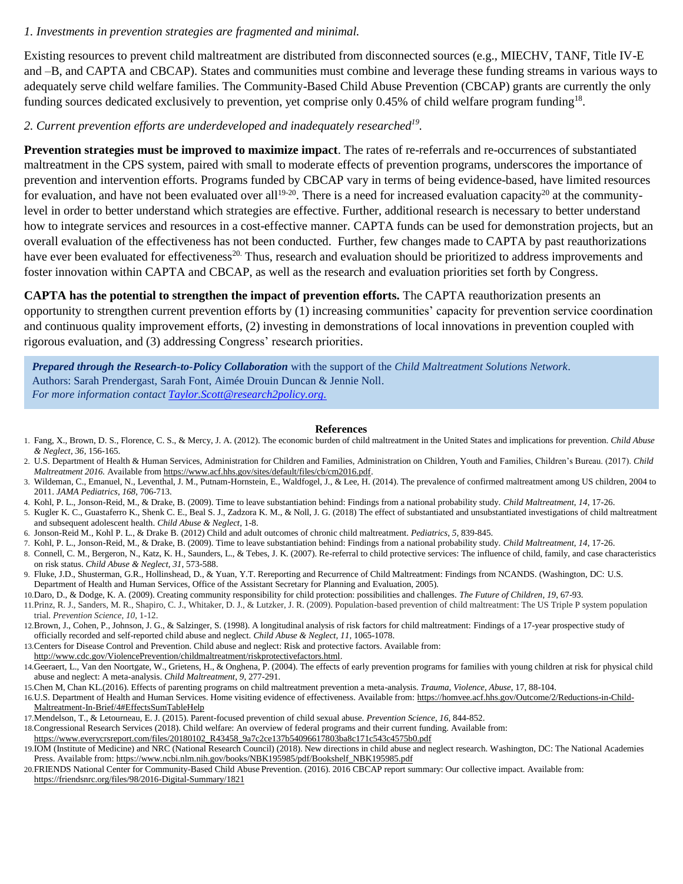*1. Investments in prevention strategies are fragmented and minimal.*

Existing resources to prevent child maltreatment are distributed from disconnected sources (e.g., MIECHV, TANF, Title IV-E and –B, and CAPTA and CBCAP). States and communities must combine and leverage these funding streams in various ways to adequately serve child welfare families. The Community-Based Child Abuse Prevention (CBCAP) grants are currently the only funding sources dedicated exclusively to prevention, yet comprise only 0.45% of child welfare program funding[18].

*2. Current prevention efforts are underdeveloped and inadequately researched[19].*

**Prevention strategies must be improved to maximize impact**. The rates of re-referrals and re-occurrences of substantiated maltreatment in the CPS system, paired with small to moderate effects of prevention programs, underscores the importance of prevention and intervention efforts. Programs funded by CBCAP vary in terms of being evidence-based, have limited resources for evaluation, and have not been evaluated over all[19-20]. There is a need for increased evaluation capacity[20] at the community-level in order to better understand which strategies are effective. Further, additional research is necessary to better understand how to integrate services and resources in a cost-effective manner. CAPTA funds can be used for demonstration projects, but an overall evaluation of the effectiveness has not been conducted. Further, few changes made to CAPTA by past reauthorizations have ever been evaluated for effectiveness[20]. Thus, research and evaluation should be prioritized to address improvements and foster innovation within CAPTA and CBCAP, as well as the research and evaluation priorities set forth by Congress.

**CAPTA has the potential to strengthen the impact of prevention efforts.** The CAPTA reauthorization presents an opportunity to strengthen current prevention efforts by (1) increasing communities' capacity for prevention service coordination and continuous quality improvement efforts, (2) investing in demonstrations of local innovations in prevention coupled with rigorous evaluation, and (3) addressing Congress' research priorities.

***Prepared through the Research-to-Policy Collaboration*** with the support of the *Child Maltreatment Solutions Network*.
Authors: Sarah Prendergast, Sarah Font, Aimée Drouin Duncan & Jennie Noll.
*For more information contact Taylor.Scott@research2policy.org.*

## References

1. Fang, X., Brown, D. S., Florence, C. S., & Mercy, J. A. (2012). The economic burden of child maltreatment in the United States and implications for prevention. *Child Abuse & Neglect*, *36*, 156-165.
2. U.S. Department of Health & Human Services, Administration for Children and Families, Administration on Children, Youth and Families, Children's Bureau. (2017). *Child Maltreatment 2016.* Available from https://www.acf.hhs.gov/sites/default/files/cb/cm2016.pdf.
3. Wildeman, C., Emanuel, N., Leventhal, J. M., Putnam-Hornstein, E., Waldfogel, J., & Lee, H. (2014). The prevalence of confirmed maltreatment among US children, 2004 to 2011. *JAMA Pediatrics*, *168*, 706-713.
4. Kohl, P. L., Jonson-Reid, M., & Drake, B. (2009). Time to leave substantiation behind: Findings from a national probability study. *Child Maltreatment*, *14*, 17-26.
5. Kugler K. C., Guastaferro K., Shenk C. E., Beal S. J., Zadzora K. M., & Noll, J. G. (2018) The effect of substantiated and unsubstantiated investigations of child maltreatment and subsequent adolescent health. *Child Abuse & Neglect*, 1-8.
6. Jonson-Reid M., Kohl P. L., & Drake B. (2012) Child and adult outcomes of chronic child maltreatment. *Pediatrics*, *5*, 839-845.
7. Kohl, P. L., Jonson-Reid, M., & Drake, B. (2009). Time to leave substantiation behind: Findings from a national probability study. *Child Maltreatment*, *14*, 17-26.
8. Connell, C. M., Bergeron, N., Katz, K. H., Saunders, L., & Tebes, J. K. (2007). Re-referral to child protective services: The influence of child, family, and case characteristics on risk status. *Child Abuse & Neglect*, *31*, 573-588.
9. Fluke, J.D., Shusterman, G.R., Hollinshead, D., & Yuan, Y.T. Rereporting and Recurrence of Child Maltreatment: Findings from NCANDS. (Washington, DC: U.S. Department of Health and Human Services, Office of the Assistant Secretary for Planning and Evaluation, 2005).
10. Daro, D., & Dodge, K. A. (2009). Creating community responsibility for child protection: possibilities and challenges. *The Future of Children*, *19*, 67-93.
11. Prinz, R. J., Sanders, M. R., Shapiro, C. J., Whitaker, D. J., & Lutzker, J. R. (2009). Population-based prevention of child maltreatment: The US Triple P system population trial. *Prevention Science*, *10*, 1-12.
12. Brown, J., Cohen, P., Johnson, J. G., & Salzinger, S. (1998). A longitudinal analysis of risk factors for child maltreatment: Findings of a 17-year prospective study of officially recorded and self-reported child abuse and neglect. *Child Abuse & Neglect*, *11*, 1065-1078.
13. Centers for Disease Control and Prevention. Child abuse and neglect: Risk and protective factors. Available from: http://www.cdc.gov/ViolencePrevention/childmaltreatment/riskprotectivefactors.html.
14. Geeraert, L., Van den Noortgate, W., Grietens, H., & Onghena, P. (2004). The effects of early prevention programs for families with young children at risk for physical child abuse and neglect: A meta-analysis. *Child Maltreatment*, *9*, 277-291.
15. Chen M, Chan KL.(2016). Effects of parenting programs on child maltreatment prevention a meta-analysis. *Trauma, Violence, Abuse*, 17, 88-104.
16. U.S. Department of Health and Human Services. Home visiting evidence of effectiveness. Available from: https://homvee.acf.hhs.gov/Outcome/2/Reductions-in-Child-Maltreatment-In-Brief/4#EffectsSumTableHelp
17. Mendelson, T., & Letourneau, E. J. (2015). Parent-focused prevention of child sexual abuse. *Prevention Science*, *16*, 844-852.
18. Congressional Research Services (2018). Child welfare: An overview of federal programs and their current funding. Available from: https://www.everycrsreport.com/files/20180102_R43458_9a7c2ce137b54096617803ba8c171c543c4575b0.pdf
19. IOM (Institute of Medicine) and NRC (National Research Council) (2018). New directions in child abuse and neglect research. Washington, DC: The National Academies Press. Available from: https://www.ncbi.nlm.nih.gov/books/NBK195985/pdf/Bookshelf_NBK195985.pdf
20. FRIENDS National Center for Community-Based Child Abuse Prevention. (2016). 2016 CBCAP report summary: Our collective impact. Available from: https://friendsnrc.org/files/98/2016-Digital-Summary/1821